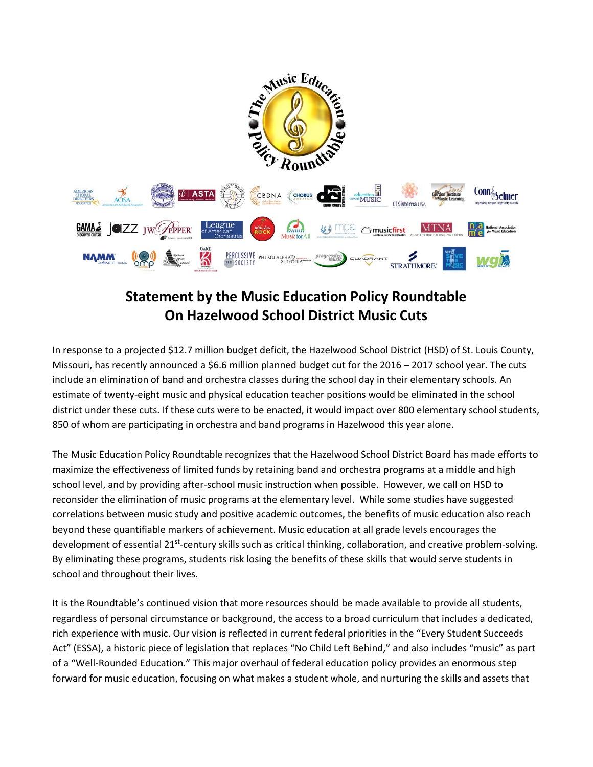## Statement by the Music Education Policy Roundtable On Hazelwood School District Music Cuts

In response to a projected $12.7 million budget deficit, the Hazelwood School District (HSD) of St. Louis County, Missouri, has recently announced a $6.6 million planned budget cut for the 2016 – 2017 school year. The cuts include an elimination of band and orchestra classes during the school day in their elementary schools. An estimate of twenty-eight music and physical education teacher positions would be eliminated in the school district under these cuts. If these cuts were to be enacted, it would impact over 800 elementary school students, 850 of whom are participating in orchestra and band programs in Hazelwood this year alone.

The Music Education Policy Roundtable recognizes that the Hazelwood School District Board has made efforts to maximize the effectiveness of limited funds by retaining band and orchestra programs at a middle and high school level, and by providing after-school music instruction when possible. However, we call on HSD to reconsider the elimination of music programs at the elementary level. While some studies have suggested correlations between music study and positive academic outcomes, the benefits of music education also reach beyond these quantifiable markers of achievement. Music education at all grade levels encourages the development of essential 21st-century skills such as critical thinking, collaboration, and creative problem-solving. By eliminating these programs, students risk losing the benefits of these skills that would serve students in school and throughout their lives.

It is the Roundtable's continued vision that more resources should be made available to provide all students, regardless of personal circumstance or background, the access to a broad curriculum that includes a dedicated, rich experience with music. Our vision is reflected in current federal priorities in the "Every Student Succeeds Act" (ESSA), a historic piece of legislation that replaces "No Child Left Behind," and also includes "music" as part of a "Well-Rounded Education." This major overhaul of federal education policy provides an enormous step forward for music education, focusing on what makes a student whole, and nurturing the skills and assets that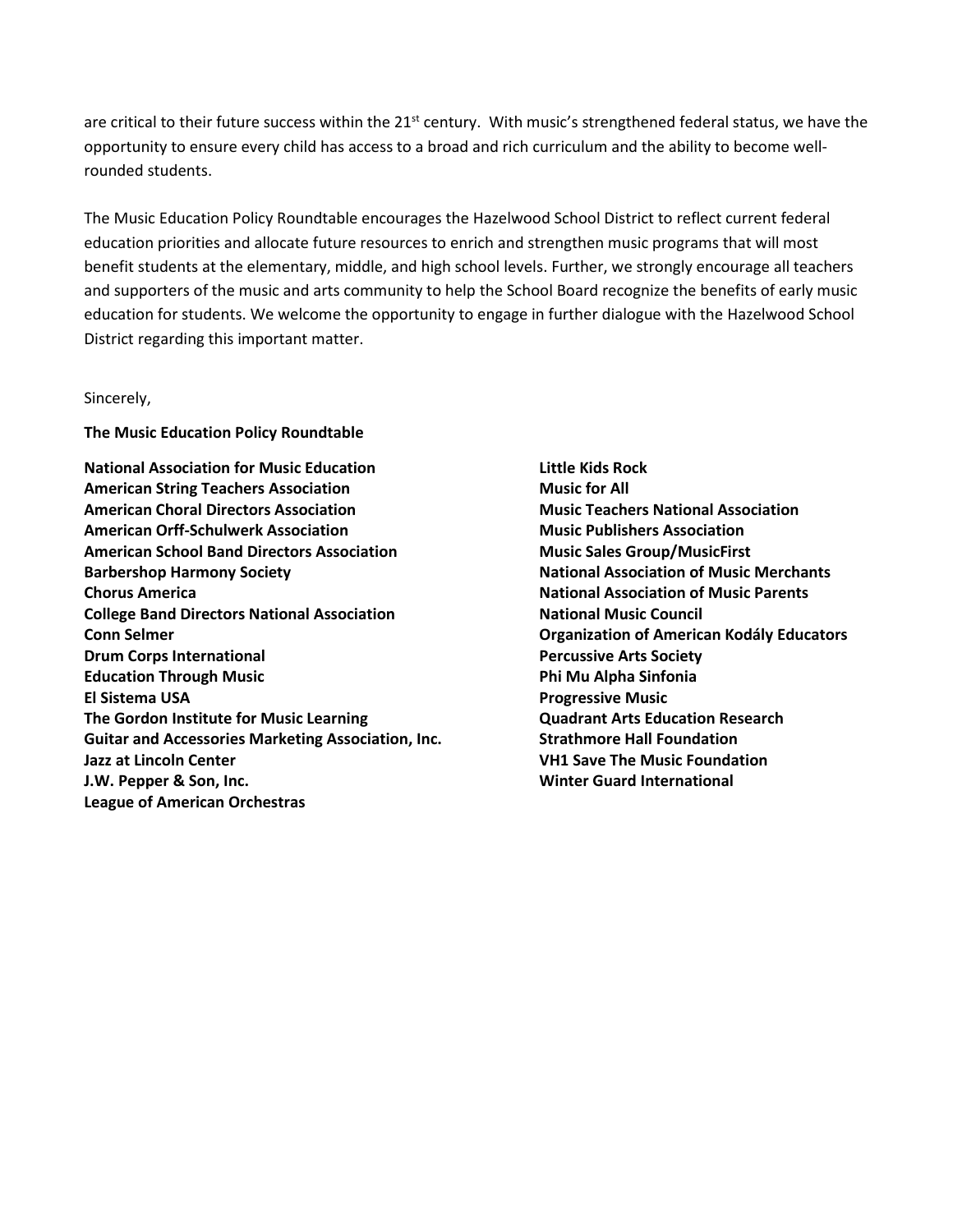are critical to their future success within the 21st century. With music's strengthened federal status, we have the opportunity to ensure every child has access to a broad and rich curriculum and the ability to become well-rounded students.

The Music Education Policy Roundtable encourages the Hazelwood School District to reflect current federal education priorities and allocate future resources to enrich and strengthen music programs that will most benefit students at the elementary, middle, and high school levels. Further, we strongly encourage all teachers and supporters of the music and arts community to help the School Board recognize the benefits of early music education for students. We welcome the opportunity to engage in further dialogue with the Hazelwood School District regarding this important matter.

Sincerely,

**The Music Education Policy Roundtable**

**National Association for Music Education**
**American String Teachers Association**
**American Choral Directors Association**
**American Orff-Schulwerk Association**
**American School Band Directors Association**
**Barbershop Harmony Society**
**Chorus America**
**College Band Directors National Association**
**Conn Selmer**
**Drum Corps International**
**Education Through Music**
**El Sistema USA**
**The Gordon Institute for Music Learning**
**Guitar and Accessories Marketing Association, Inc.**
**Jazz at Lincoln Center**
**J.W. Pepper & Son, Inc.**
**League of American Orchestras**
**Little Kids Rock**
**Music for All**
**Music Teachers National Association**
**Music Publishers Association**
**Music Sales Group/MusicFirst**
**National Association of Music Merchants**
**National Association of Music Parents**
**National Music Council**
**Organization of American Kodály Educators**
**Percussive Arts Society**
**Phi Mu Alpha Sinfonia**
**Progressive Music**
**Quadrant Arts Education Research**
**Strathmore Hall Foundation**
**VH1 Save The Music Foundation**
**Winter Guard International**